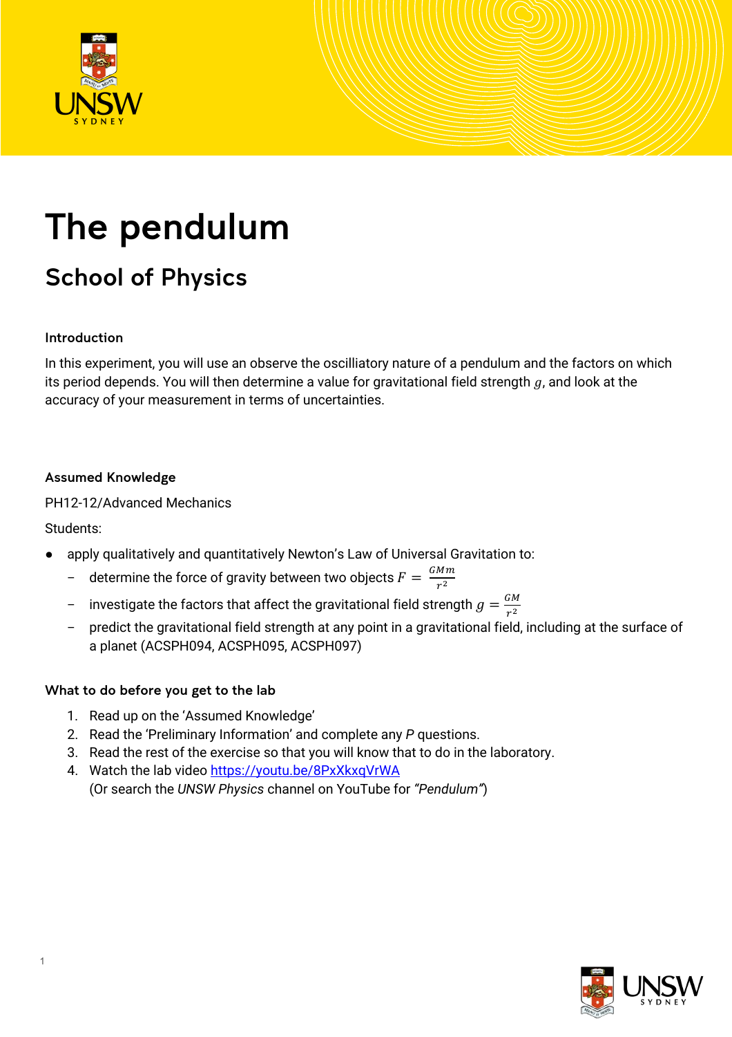# The pendulum

## School of Physics

### Introduction

In this experiment, you will use an observe the oscilliatory nature of a pendulum and the factors on which its period depends. You will then determine a value for gravitational field strength $g$, and look at the accuracy of your measurement in terms of uncertainties.

### Assumed Knowledge

PH12-12/Advanced Mechanics

Students:

- apply qualitatively and quantitatively Newton's Law of Universal Gravitation to:
  - determine the force of gravity between two objects $F = \frac{GMm}{r^2}$
  - investigate the factors that affect the gravitational field strength $g = \frac{GM}{r^2}$
  - predict the gravitational field strength at any point in a gravitational field, including at the surface of a planet (ACSPH094, ACSPH095, ACSPH097)

### What to do before you get to the lab

1. Read up on the 'Assumed Knowledge'
2. Read the 'Preliminary Information' and complete any *P* questions.
3. Read the rest of the exercise so that you will know that to do in the laboratory.
4. Watch the lab video https://youtu.be/8PxXkxqVrWA
   (Or search the *UNSW Physics* channel on YouTube for *"Pendulum"*)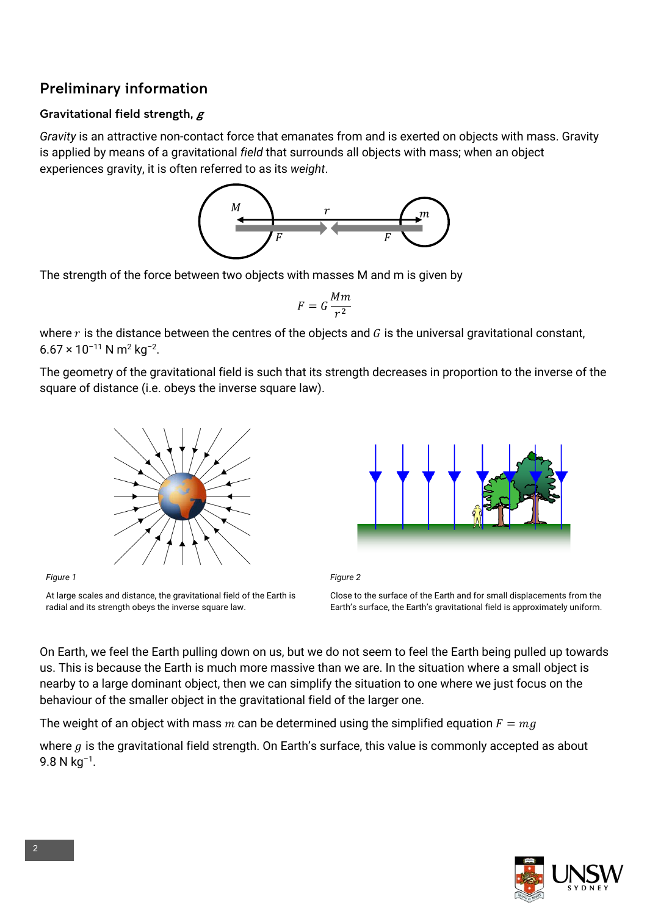## Preliminary information

### Gravitational field strength, *g*

*Gravity* is an attractive non-contact force that emanates from and is exerted on objects with mass. Gravity is applied by means of a gravitational *field* that surrounds all objects with mass; when an object experiences gravity, it is often referred to as its *weight*.

The strength of the force between two objects with masses M and m is given by

$$F = G\frac{Mm}{r^2}$$

where $r$ is the distance between the centres of the objects and $G$ is the universal gravitational constant, $6.67 \times 10^{-11}$ N m$^2$ kg$^{-2}$.

The geometry of the gravitational field is such that its strength decreases in proportion to the inverse of the square of distance (i.e. obeys the inverse square law).

*Figure 1*

At large scales and distance, the gravitational field of the Earth is radial and its strength obeys the inverse square law.

*Figure 2*

Close to the surface of the Earth and for small displacements from the Earth's surface, the Earth's gravitational field is approximately uniform.

On Earth, we feel the Earth pulling down on us, but we do not seem to feel the Earth being pulled up towards us. This is because the Earth is much more massive than we are. In the situation where a small object is nearby to a large dominant object, then we can simplify the situation to one where we just focus on the behaviour of the smaller object in the gravitational field of the larger one.

The weight of an object with mass $m$ can be determined using the simplified equation $F = mg$

where $g$ is the gravitational field strength. On Earth's surface, this value is commonly accepted as about 9.8 N kg$^{-1}$.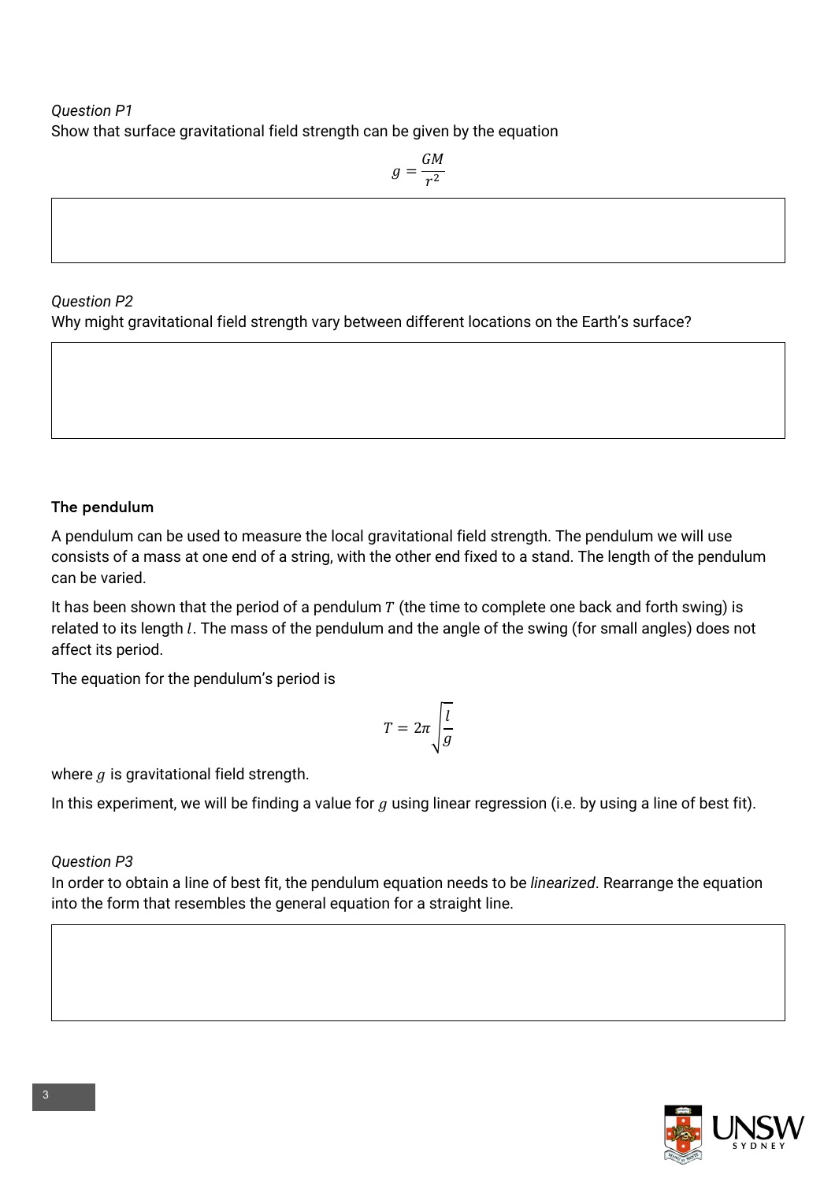*Question P1*
Show that surface gravitational field strength can be given by the equation

$$g = \frac{GM}{r^2}$$

*Question P2*
Why might gravitational field strength vary between different locations on the Earth's surface?

**The pendulum**

A pendulum can be used to measure the local gravitational field strength. The pendulum we will use consists of a mass at one end of a string, with the other end fixed to a stand. The length of the pendulum can be varied.

It has been shown that the period of a pendulum $T$ (the time to complete one back and forth swing) is related to its length $l$. The mass of the pendulum and the angle of the swing (for small angles) does not affect its period.

The equation for the pendulum's period is

$$T = 2\pi\sqrt{\frac{l}{g}}$$

where $g$ is gravitational field strength.

In this experiment, we will be finding a value for $g$ using linear regression (i.e. by using a line of best fit).

*Question P3*
In order to obtain a line of best fit, the pendulum equation needs to be *linearized*. Rearrange the equation into the form that resembles the general equation for a straight line.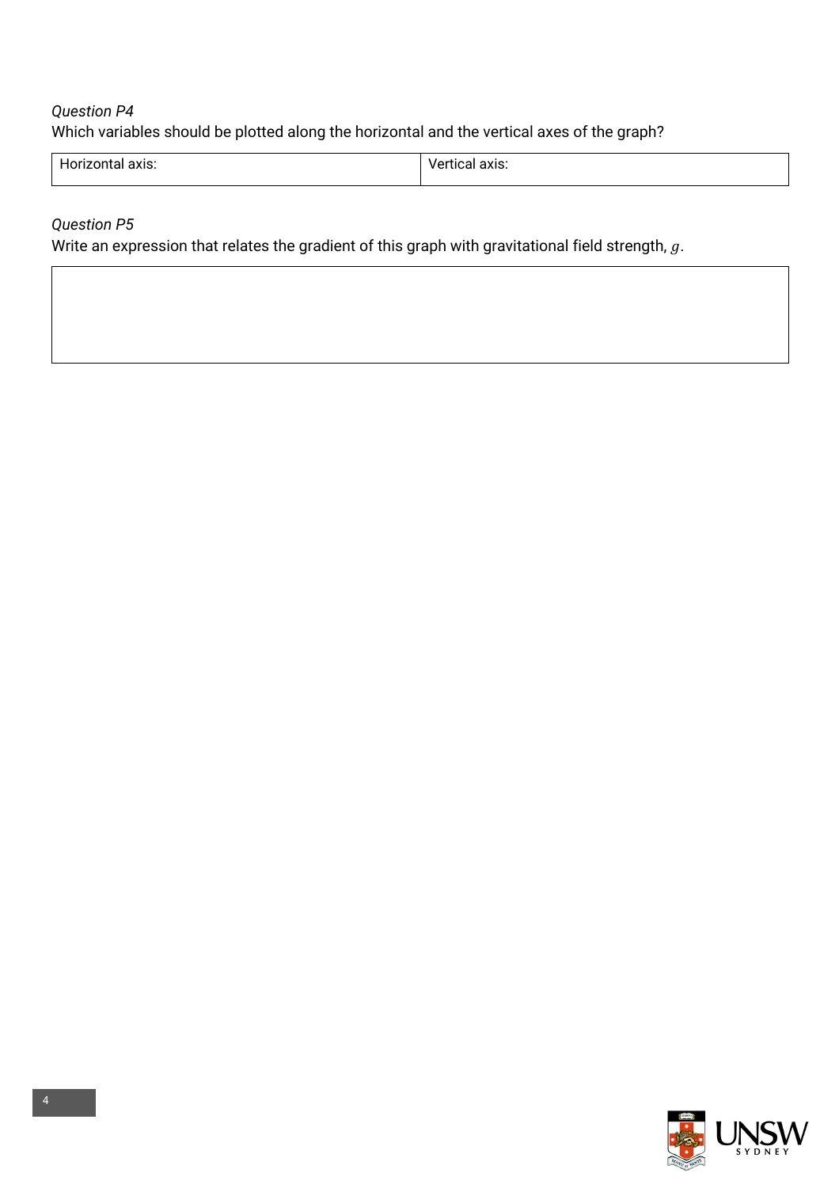*Question P4*

Which variables should be plotted along the horizontal and the vertical axes of the graph?

| Horizontal axis: | Vertical axis: |
| --- | --- |

*Question P5*

Write an expression that relates the gradient of this graph with gravitational field strength, $g$.

| |
| --- |
| |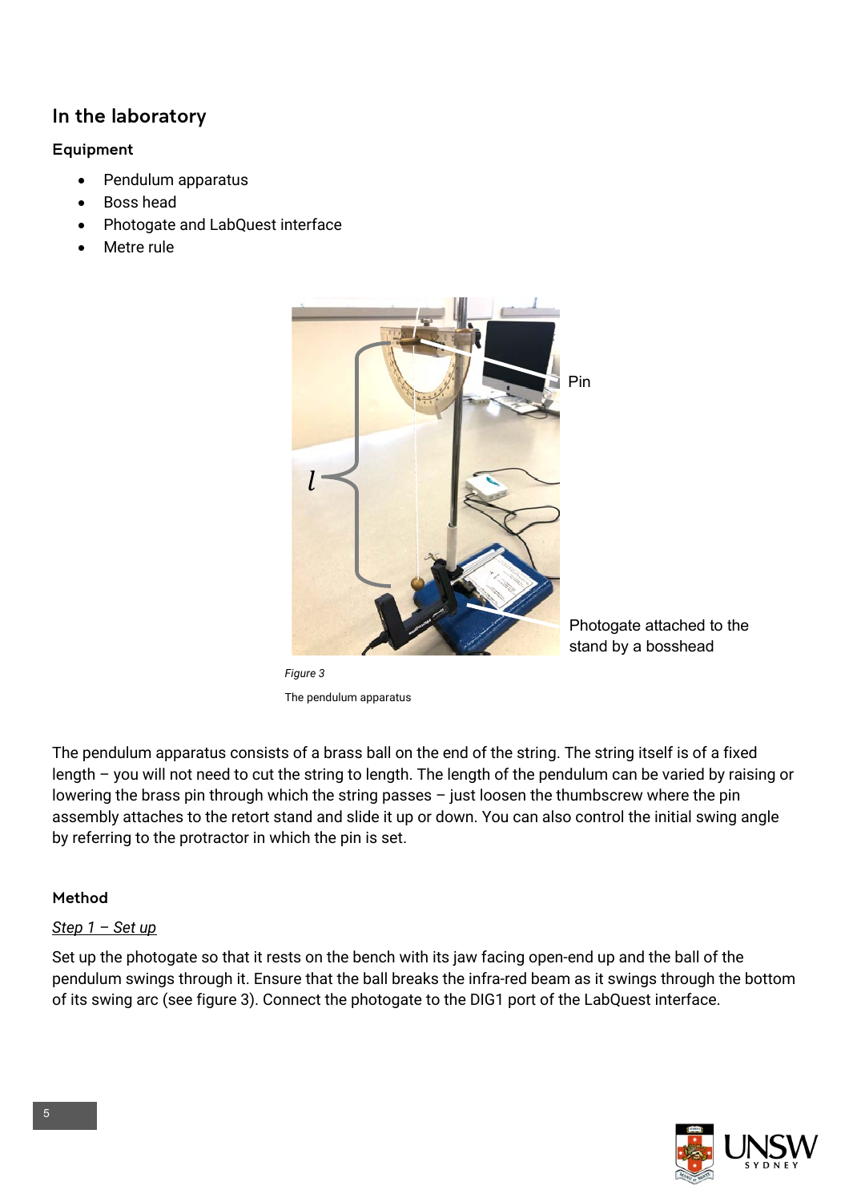## In the laboratory

### Equipment

- Pendulum apparatus
- Boss head
- Photogate and LabQuest interface
- Metre rule

*Figure 3*

The pendulum apparatus

The pendulum apparatus consists of a brass ball on the end of the string. The string itself is of a fixed length – you will not need to cut the string to length. The length of the pendulum can be varied by raising or lowering the brass pin through which the string passes – just loosen the thumbscrew where the pin assembly attaches to the retort stand and slide it up or down. You can also control the initial swing angle by referring to the protractor in which the pin is set.

### Method

<u>*Step 1 – Set up*</u>

Set up the photogate so that it rests on the bench with its jaw facing open-end up and the ball of the pendulum swings through it. Ensure that the ball breaks the infra-red beam as it swings through the bottom of its swing arc (see figure 3). Connect the photogate to the DIG1 port of the LabQuest interface.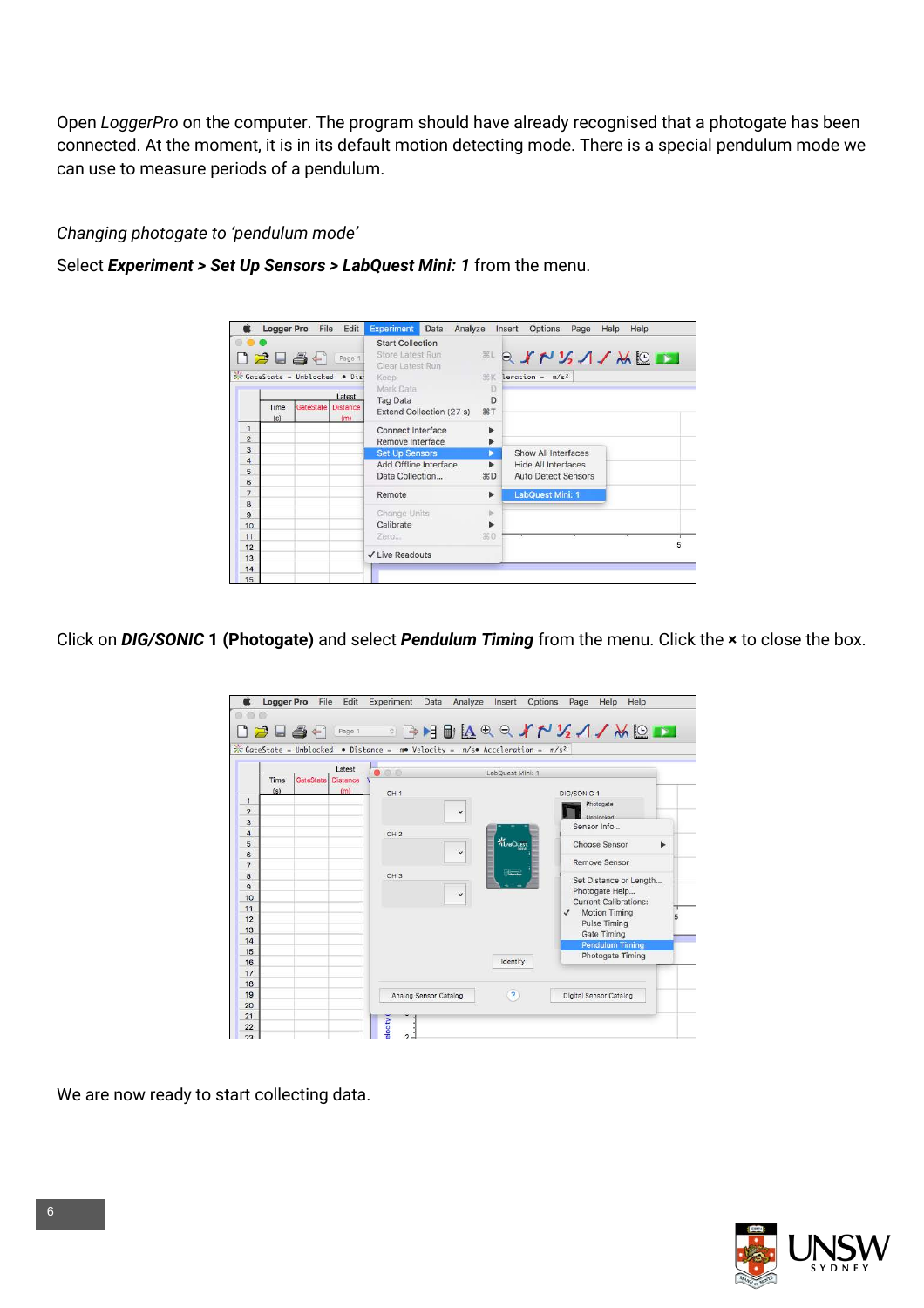Open *LoggerPro* on the computer. The program should have already recognised that a photogate has been connected. At the moment, it is in its default motion detecting mode. There is a special pendulum mode we can use to measure periods of a pendulum.

*Changing photogate to 'pendulum mode'*

Select ***Experiment > Set Up Sensors > LabQuest Mini: 1*** from the menu.

Click on ***DIG/SONIC* 1 (Photogate)** and select ***Pendulum Timing*** from the menu. Click the **×** to close the box.

We are now ready to start collecting data.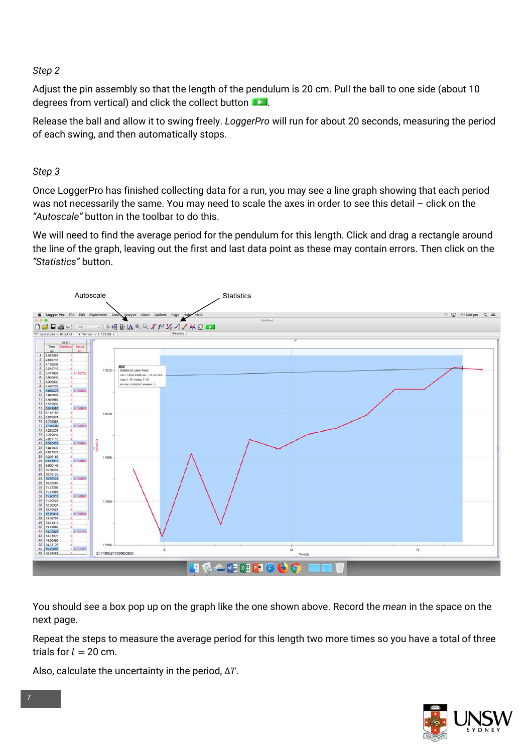*Step 2*

Adjust the pin assembly so that the length of the pendulum is 20 cm. Pull the ball to one side (about 10 degrees from vertical) and click the collect button.

Release the ball and allow it to swing freely. *LoggerPro* will run for about 20 seconds, measuring the period of each swing, and then automatically stops.

*Step 3*

Once LoggerPro has finished collecting data for a run, you may see a line graph showing that each period was not necessarily the same. You may need to scale the axes in order to see this detail – click on the *"Autoscale"* button in the toolbar to do this.

We will need to find the average period for the pendulum for this length. Click and drag a rectangle around the line of the graph, leaving out the first and last data point as these may contain errors. Then click on the *"Statistics"* button.

You should see a box pop up on the graph like the one shown above. Record the *mean* in the space on the next page.

Repeat the steps to measure the average period for this length two more times so you have a total of three trials for $l = 20$ cm.

Also, calculate the uncertainty in the period, $\Delta T$.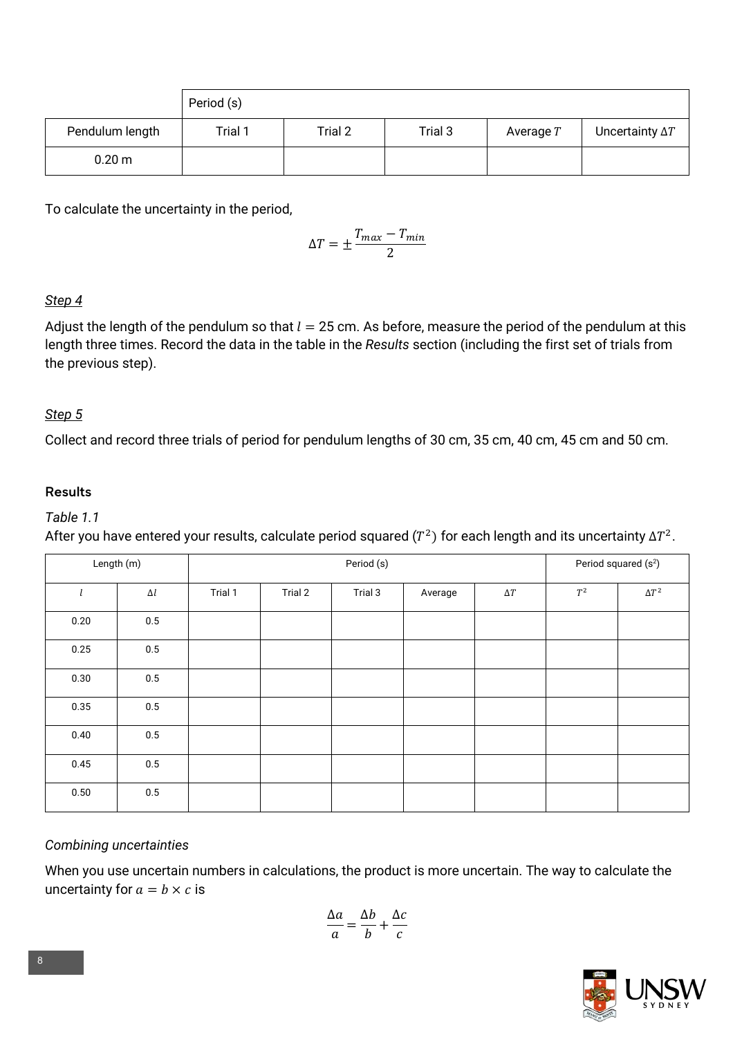| | Period (s) | | | | |
|---|---|---|---|---|---|
| Pendulum length | Trial 1 | Trial 2 | Trial 3 | Average $T$ | Uncertainty $\Delta T$ |
| 0.20 m | | | | | |

To calculate the uncertainty in the period,

$$\Delta T = \pm \frac{T_{max} - T_{min}}{2}$$

*Step 4*

Adjust the length of the pendulum so that $l = 25$ cm. As before, measure the period of the pendulum at this length three times. Record the data in the table in the *Results* section (including the first set of trials from the previous step).

*Step 5*

Collect and record three trials of period for pendulum lengths of 30 cm, 35 cm, 40 cm, 45 cm and 50 cm.

**Results**

*Table 1.1*

After you have entered your results, calculate period squared ($T^2$) for each length and its uncertainty $\Delta T^2$.

| Length (m) | | Period (s) | | | | | Period squared (s$^2$) | |
|---|---|---|---|---|---|---|---|---|
| $l$ | $\Delta l$ | Trial 1 | Trial 2 | Trial 3 | Average | $\Delta T$ | $T^2$ | $\Delta T^2$ |
| 0.20 | 0.5 | | | | | | | |
| 0.25 | 0.5 | | | | | | | |
| 0.30 | 0.5 | | | | | | | |
| 0.35 | 0.5 | | | | | | | |
| 0.40 | 0.5 | | | | | | | |
| 0.45 | 0.5 | | | | | | | |
| 0.50 | 0.5 | | | | | | | |

*Combining uncertainties*

When you use uncertain numbers in calculations, the product is more uncertain. The way to calculate the uncertainty for $a = b \times c$ is

$$\frac{\Delta a}{a} = \frac{\Delta b}{b} + \frac{\Delta c}{c}$$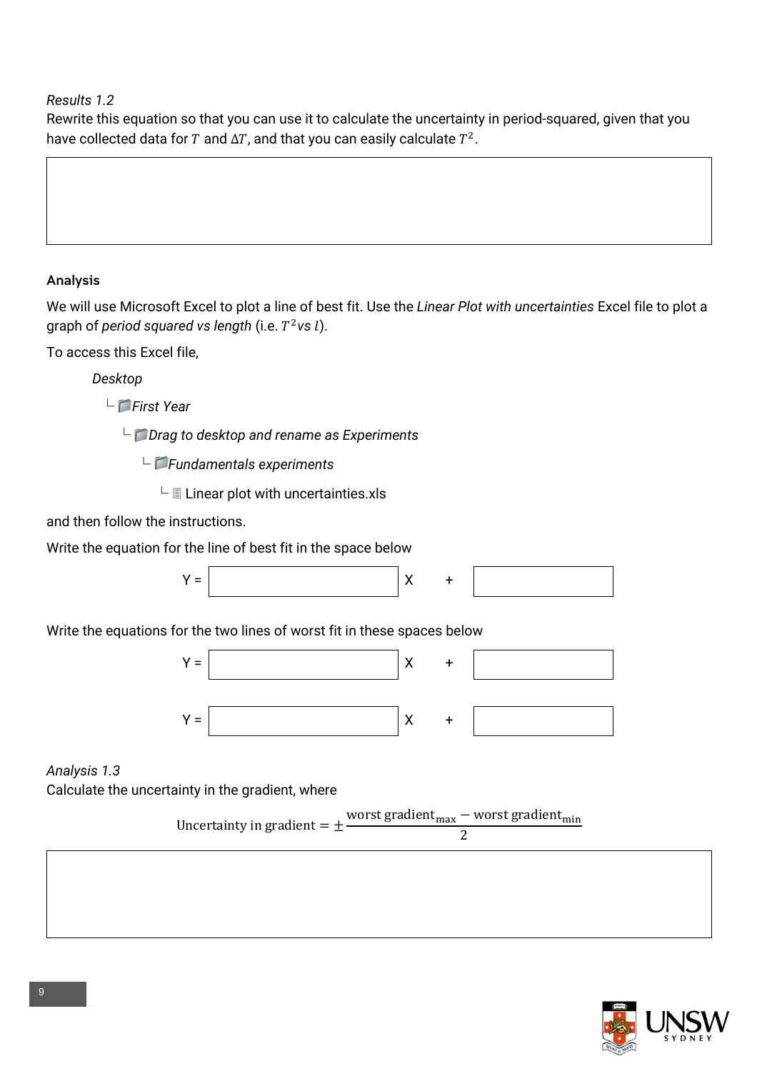*Results 1.2*

Rewrite this equation so that you can use it to calculate the uncertainty in period-squared, given that you have collected data for $T$ and $\Delta T$, and that you can easily calculate $T^2$.

## Analysis

We will use Microsoft Excel to plot a line of best fit. Use the *Linear Plot with uncertainties* Excel file to plot a graph of *period squared vs length* (i.e. $T^2$ *vs* $l$).

To access this Excel file,

*Desktop*

└ 📁 *First Year*

  └ 📁 *Drag to desktop and rename as Experiments*

    └ 📁 *Fundamentals experiments*

      └ Linear plot with uncertainties.xls

and then follow the instructions.

Write the equation for the line of best fit in the space below

Y = ______ X + ______

Write the equations for the two lines of worst fit in these spaces below

Y = ______ X + ______

Y = ______ X + ______

*Analysis 1.3*

Calculate the uncertainty in the gradient, where

$$\text{Uncertainty in gradient} = \pm \frac{\text{worst gradient}_{\text{max}} - \text{worst gradient}_{\text{min}}}{2}$$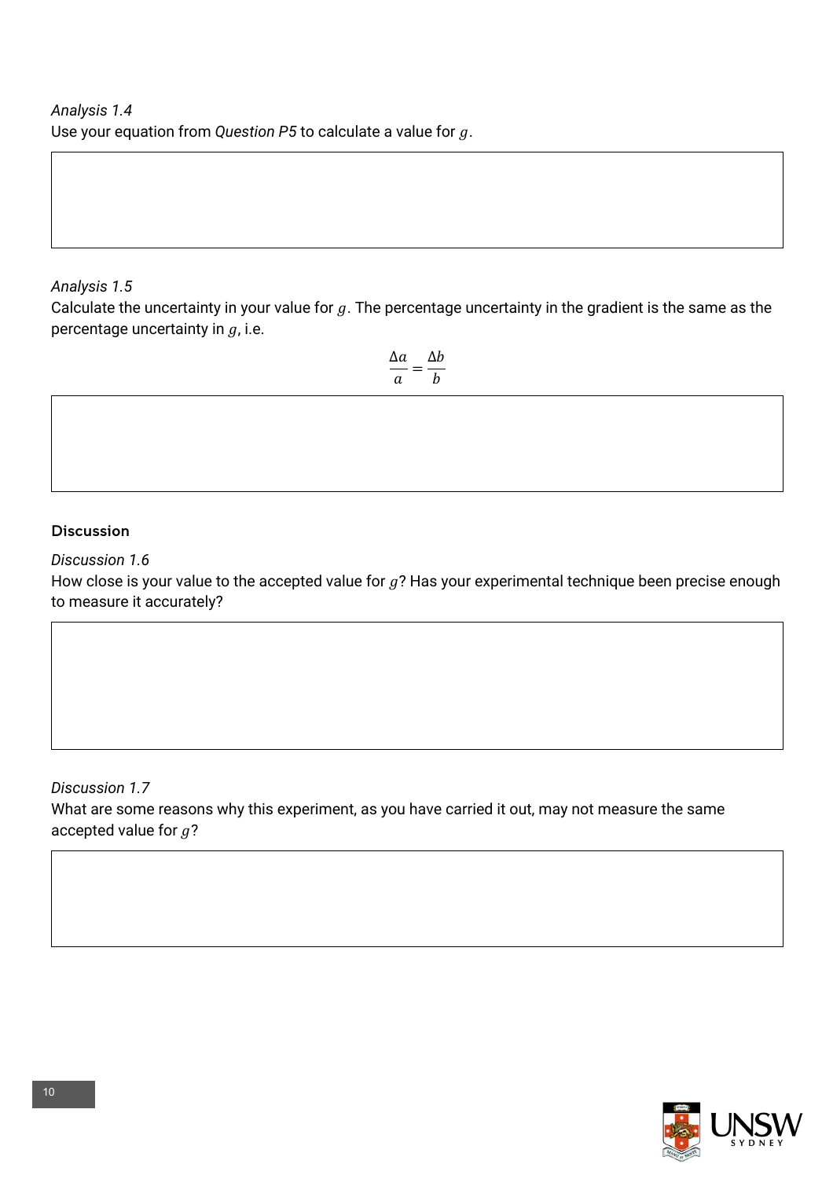*Analysis 1.4*

Use your equation from *Question P5* to calculate a value for $g$.

*Analysis 1.5*

Calculate the uncertainty in your value for $g$. The percentage uncertainty in the gradient is the same as the percentage uncertainty in $g$, i.e.

$$\frac{\Delta a}{a} = \frac{\Delta b}{b}$$

## Discussion

*Discussion 1.6*

How close is your value to the accepted value for $g$? Has your experimental technique been precise enough to measure it accurately?

*Discussion 1.7*

What are some reasons why this experiment, as you have carried it out, may not measure the same accepted value for $g$?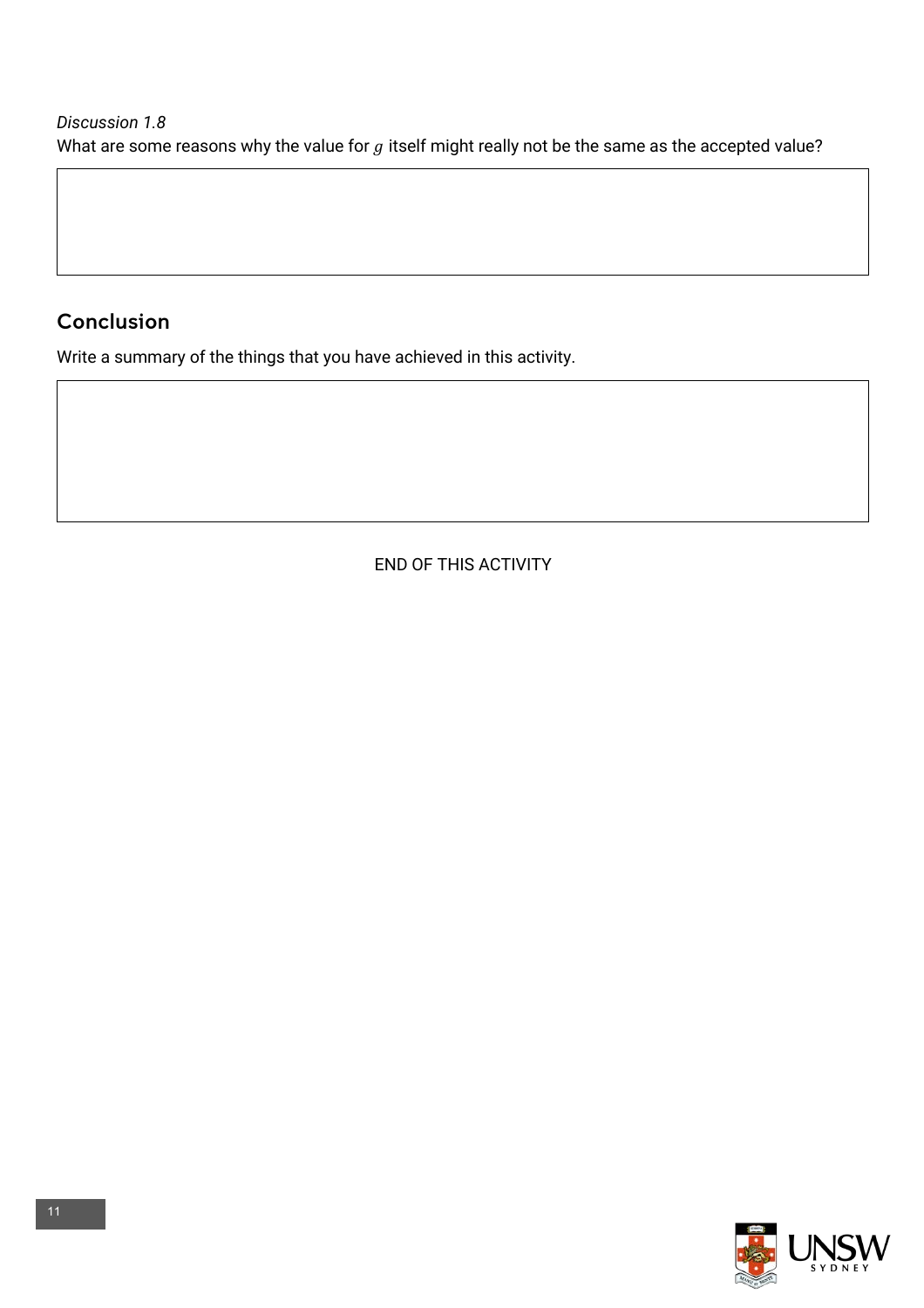*Discussion 1.8*

What are some reasons why the value for $g$ itself might really not be the same as the accepted value?

## Conclusion

Write a summary of the things that you have achieved in this activity.

END OF THIS ACTIVITY